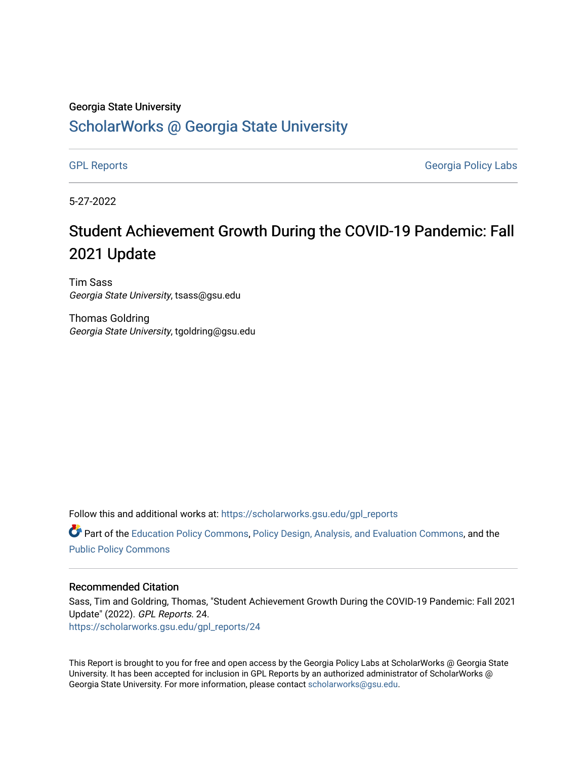Georgia State University

# ScholarWorks @ Georgia State University

GPL Reports | Georgia Policy Labs

5-27-2022

# Student Achievement Growth During the COVID-19 Pandemic: Fall 2021 Update

Tim Sass
*Georgia State University*, tsass@gsu.edu

Thomas Goldring
*Georgia State University*, tgoldring@gsu.edu

Follow this and additional works at: https://scholarworks.gsu.edu/gpl_reports

Part of the Education Policy Commons, Policy Design, Analysis, and Evaluation Commons, and the Public Policy Commons

## Recommended Citation

Sass, Tim and Goldring, Thomas, "Student Achievement Growth During the COVID-19 Pandemic: Fall 2021 Update" (2022). *GPL Reports*. 24.
https://scholarworks.gsu.edu/gpl_reports/24

This Report is brought to you for free and open access by the Georgia Policy Labs at ScholarWorks @ Georgia State University. It has been accepted for inclusion in GPL Reports by an authorized administrator of ScholarWorks @ Georgia State University. For more information, please contact scholarworks@gsu.edu.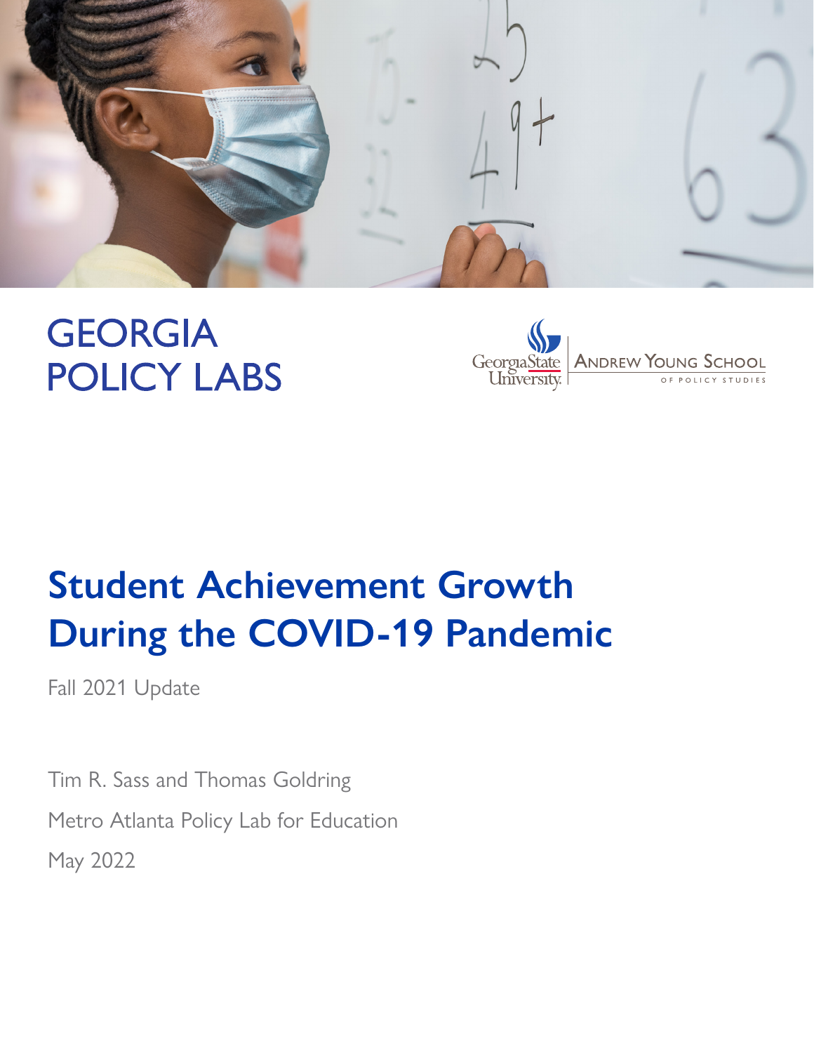GEORGIA POLICY LABS

Georgia State University | Andrew Young School of Policy Studies

# Student Achievement Growth During the COVID-19 Pandemic

Fall 2021 Update

Tim R. Sass and Thomas Goldring

Metro Atlanta Policy Lab for Education

May 2022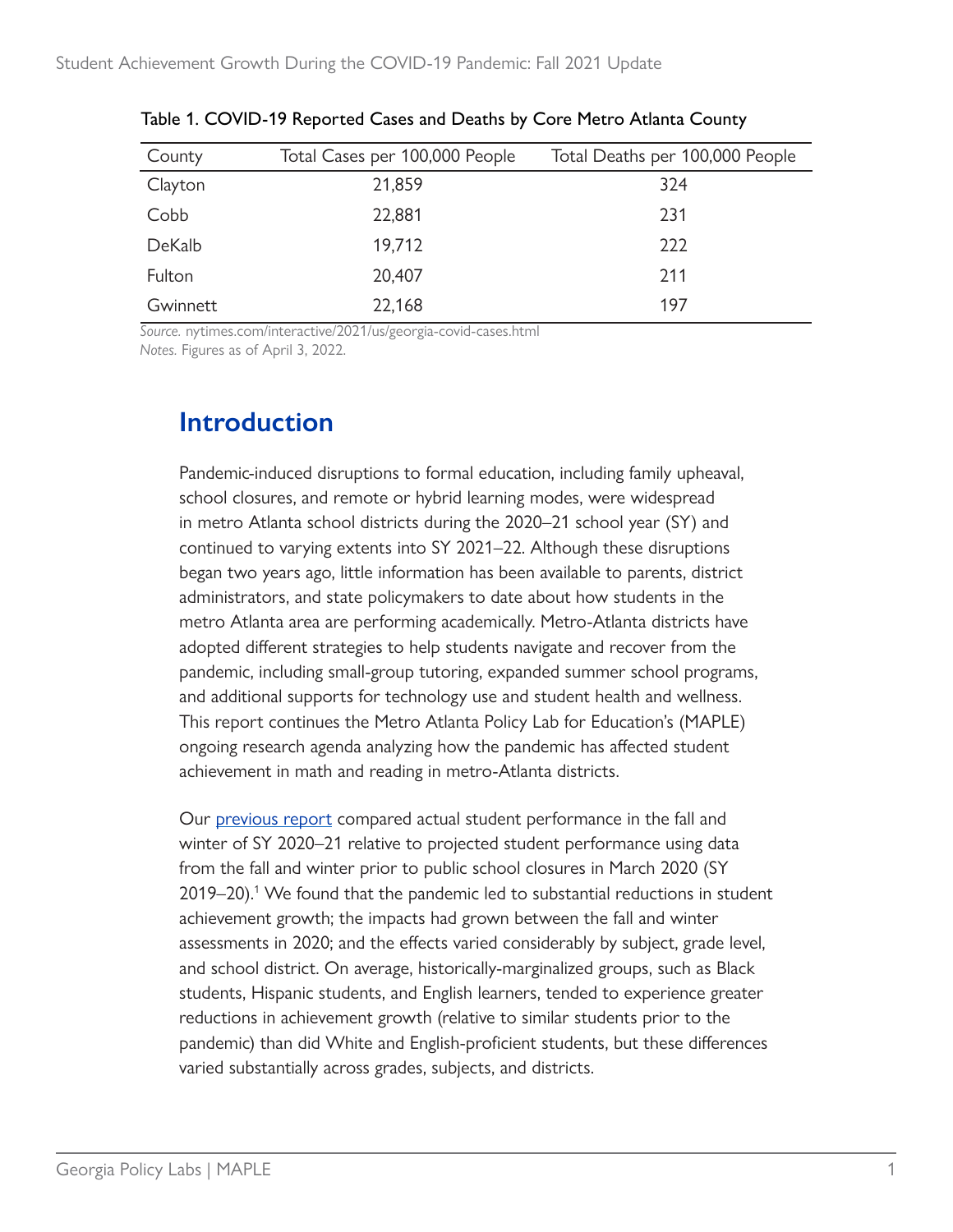Table 1. COVID-19 Reported Cases and Deaths by Core Metro Atlanta County

| County | Total Cases per 100,000 People | Total Deaths per 100,000 People |
|---|---|---|
| Clayton | 21,859 | 324 |
| Cobb | 22,881 | 231 |
| DeKalb | 19,712 | 222 |
| Fulton | 20,407 | 211 |
| Gwinnett | 22,168 | 197 |

*Source.* nytimes.com/interactive/2021/us/georgia-covid-cases.html
*Notes.* Figures as of April 3, 2022.

## Introduction

Pandemic-induced disruptions to formal education, including family upheaval, school closures, and remote or hybrid learning modes, were widespread in metro Atlanta school districts during the 2020–21 school year (SY) and continued to varying extents into SY 2021–22. Although these disruptions began two years ago, little information has been available to parents, district administrators, and state policymakers to date about how students in the metro Atlanta area are performing academically. Metro-Atlanta districts have adopted different strategies to help students navigate and recover from the pandemic, including small-group tutoring, expanded summer school programs, and additional supports for technology use and student health and wellness. This report continues the Metro Atlanta Policy Lab for Education's (MAPLE) ongoing research agenda analyzing how the pandemic has affected student achievement in math and reading in metro-Atlanta districts.

Our previous report compared actual student performance in the fall and winter of SY 2020–21 relative to projected student performance using data from the fall and winter prior to public school closures in March 2020 (SY 2019–20).[1] We found that the pandemic led to substantial reductions in student achievement growth; the impacts had grown between the fall and winter assessments in 2020; and the effects varied considerably by subject, grade level, and school district. On average, historically-marginalized groups, such as Black students, Hispanic students, and English learners, tended to experience greater reductions in achievement growth (relative to similar students prior to the pandemic) than did White and English-proficient students, but these differences varied substantially across grades, subjects, and districts.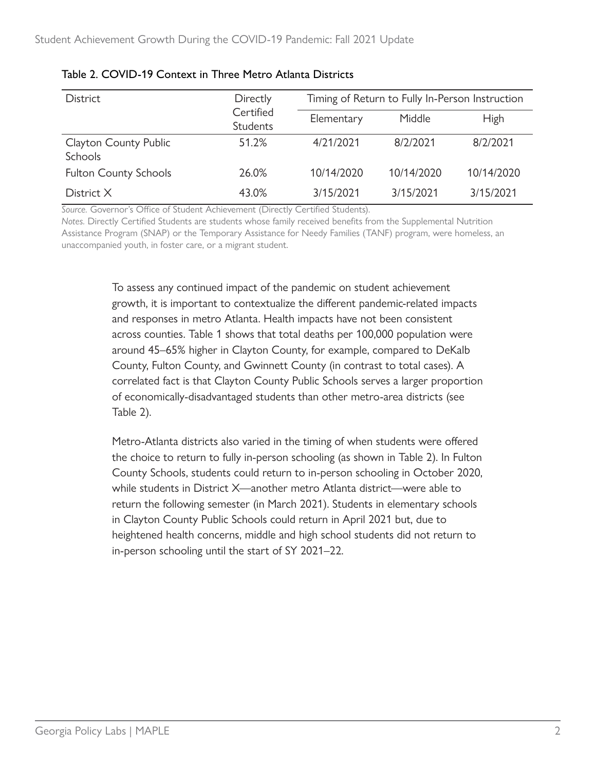Table 2. COVID-19 Context in Three Metro Atlanta Districts

| District | Directly Certified Students | Timing of Return to Fully In-Person Instruction | | |
|---|---|---|---|---|
| | | Elementary | Middle | High |
| Clayton County Public Schools | 51.2% | 4/21/2021 | 8/2/2021 | 8/2/2021 |
| Fulton County Schools | 26.0% | 10/14/2020 | 10/14/2020 | 10/14/2020 |
| District X | 43.0% | 3/15/2021 | 3/15/2021 | 3/15/2021 |

*Source.* Governor's Office of Student Achievement (Directly Certified Students).
*Notes.* Directly Certified Students are students whose family received benefits from the Supplemental Nutrition Assistance Program (SNAP) or the Temporary Assistance for Needy Families (TANF) program, were homeless, an unaccompanied youth, in foster care, or a migrant student.

To assess any continued impact of the pandemic on student achievement growth, it is important to contextualize the different pandemic-related impacts and responses in metro Atlanta. Health impacts have not been consistent across counties. Table 1 shows that total deaths per 100,000 population were around 45–65% higher in Clayton County, for example, compared to DeKalb County, Fulton County, and Gwinnett County (in contrast to total cases). A correlated fact is that Clayton County Public Schools serves a larger proportion of economically-disadvantaged students than other metro-area districts (see Table 2).

Metro-Atlanta districts also varied in the timing of when students were offered the choice to return to fully in-person schooling (as shown in Table 2). In Fulton County Schools, students could return to in-person schooling in October 2020, while students in District X—another metro Atlanta district—were able to return the following semester (in March 2021). Students in elementary schools in Clayton County Public Schools could return in April 2021 but, due to heightened health concerns, middle and high school students did not return to in-person schooling until the start of SY 2021–22.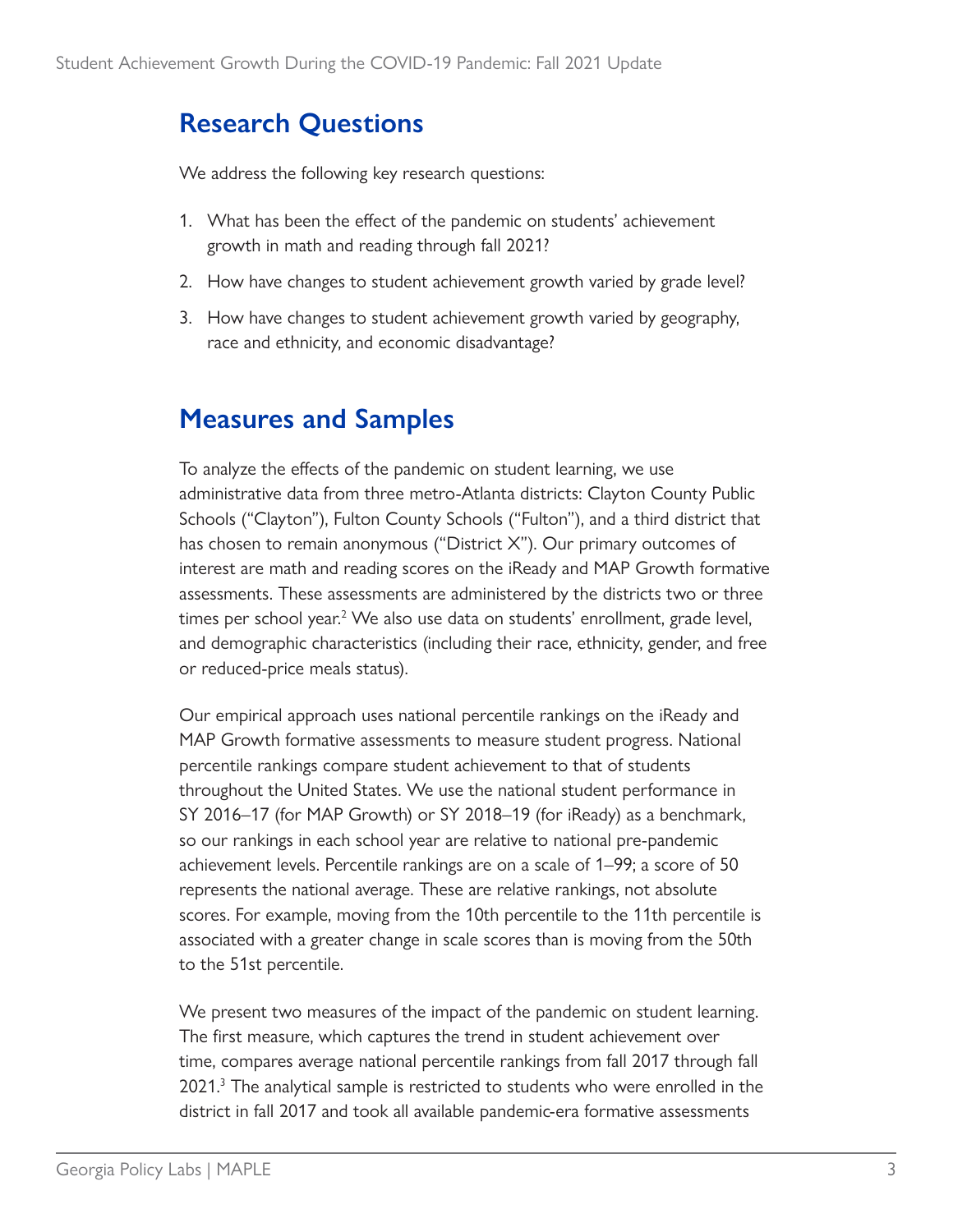## Research Questions

We address the following key research questions:

1. What has been the effect of the pandemic on students' achievement growth in math and reading through fall 2021?
2. How have changes to student achievement growth varied by grade level?
3. How have changes to student achievement growth varied by geography, race and ethnicity, and economic disadvantage?

## Measures and Samples

To analyze the effects of the pandemic on student learning, we use administrative data from three metro-Atlanta districts: Clayton County Public Schools ("Clayton"), Fulton County Schools ("Fulton"), and a third district that has chosen to remain anonymous ("District X"). Our primary outcomes of interest are math and reading scores on the iReady and MAP Growth formative assessments. These assessments are administered by the districts two or three times per school year.[2] We also use data on students' enrollment, grade level, and demographic characteristics (including their race, ethnicity, gender, and free or reduced-price meals status).

Our empirical approach uses national percentile rankings on the iReady and MAP Growth formative assessments to measure student progress. National percentile rankings compare student achievement to that of students throughout the United States. We use the national student performance in SY 2016–17 (for MAP Growth) or SY 2018–19 (for iReady) as a benchmark, so our rankings in each school year are relative to national pre-pandemic achievement levels. Percentile rankings are on a scale of 1–99; a score of 50 represents the national average. These are relative rankings, not absolute scores. For example, moving from the 10th percentile to the 11th percentile is associated with a greater change in scale scores than is moving from the 50th to the 51st percentile.

We present two measures of the impact of the pandemic on student learning. The first measure, which captures the trend in student achievement over time, compares average national percentile rankings from fall 2017 through fall 2021.[3] The analytical sample is restricted to students who were enrolled in the district in fall 2017 and took all available pandemic-era formative assessments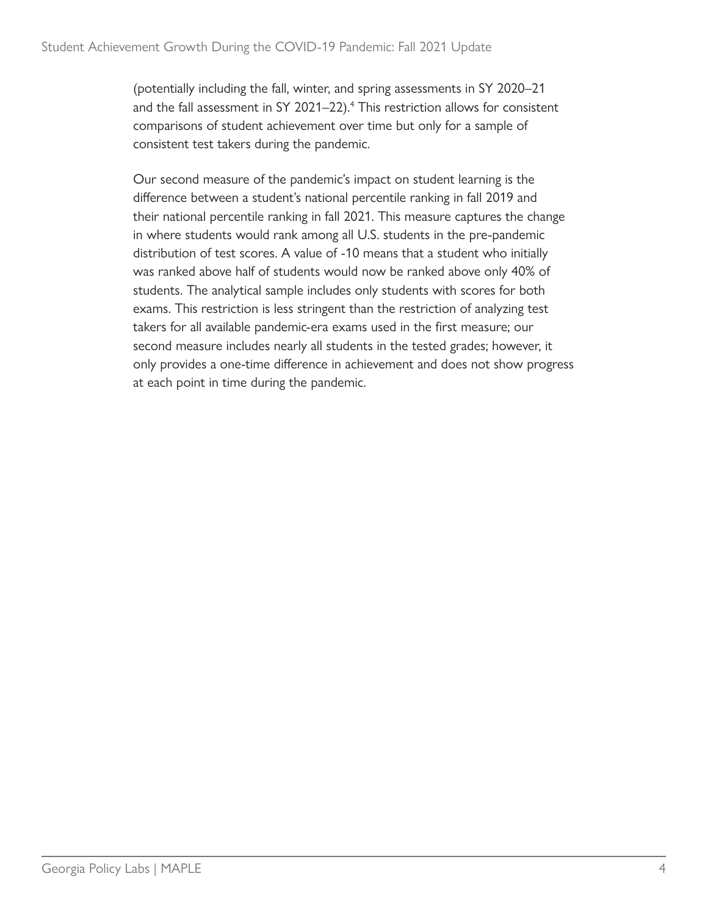(potentially including the fall, winter, and spring assessments in SY 2020–21 and the fall assessment in SY 2021–22).[4] This restriction allows for consistent comparisons of student achievement over time but only for a sample of consistent test takers during the pandemic.

Our second measure of the pandemic's impact on student learning is the difference between a student's national percentile ranking in fall 2019 and their national percentile ranking in fall 2021. This measure captures the change in where students would rank among all U.S. students in the pre-pandemic distribution of test scores. A value of -10 means that a student who initially was ranked above half of students would now be ranked above only 40% of students. The analytical sample includes only students with scores for both exams. This restriction is less stringent than the restriction of analyzing test takers for all available pandemic-era exams used in the first measure; our second measure includes nearly all students in the tested grades; however, it only provides a one-time difference in achievement and does not show progress at each point in time during the pandemic.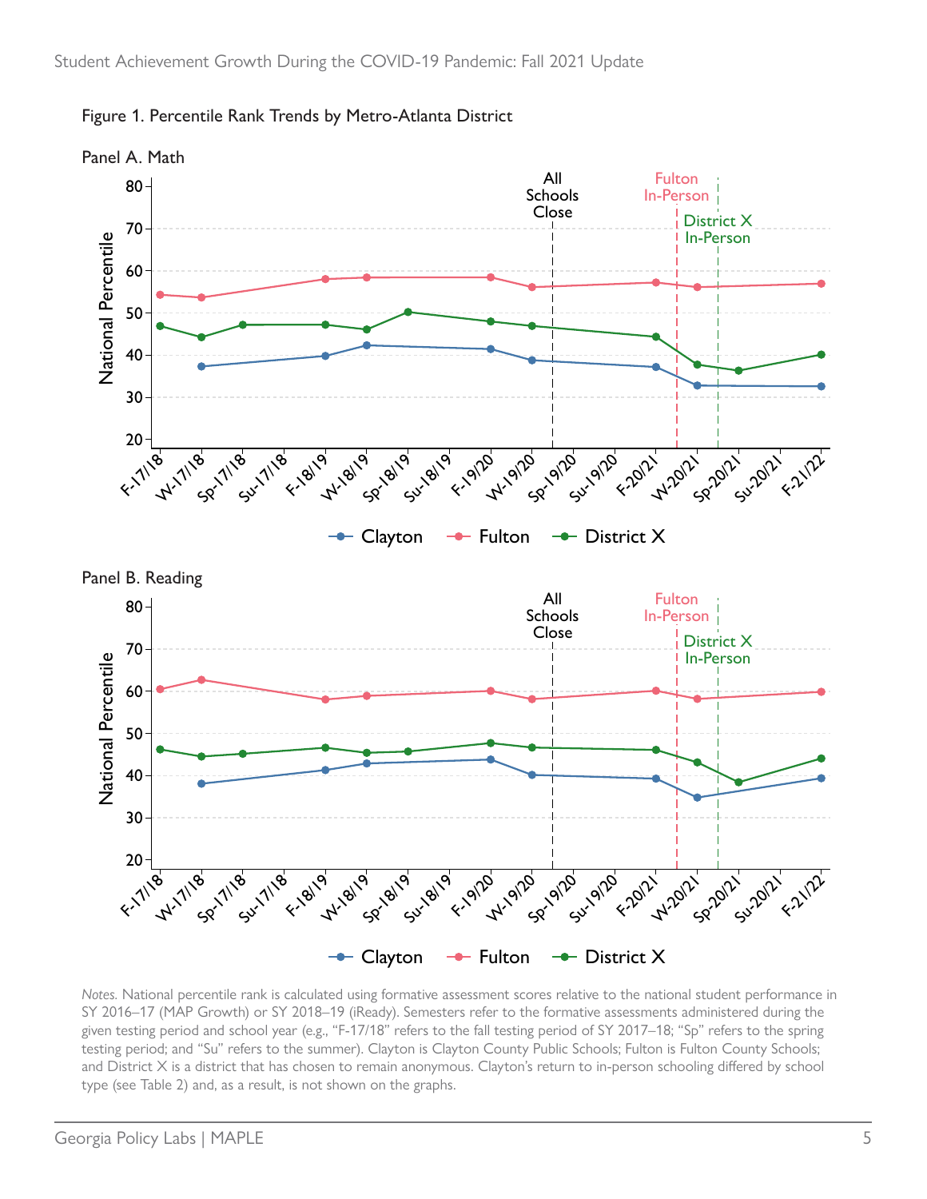Figure 1. Percentile Rank Trends by Metro-Atlanta District

Panel A. Math

Panel B. Reading

*Notes.* National percentile rank is calculated using formative assessment scores relative to the national student performance in SY 2016–17 (MAP Growth) or SY 2018–19 (iReady). Semesters refer to the formative assessments administered during the given testing period and school year (e.g., "F-17/18" refers to the fall testing period of SY 2017–18; "Sp" refers to the spring testing period; and "Su" refers to the summer). Clayton is Clayton County Public Schools; Fulton is Fulton County Schools; and District X is a district that has chosen to remain anonymous. Clayton's return to in-person schooling differed by school type (see Table 2) and, as a result, is not shown on the graphs.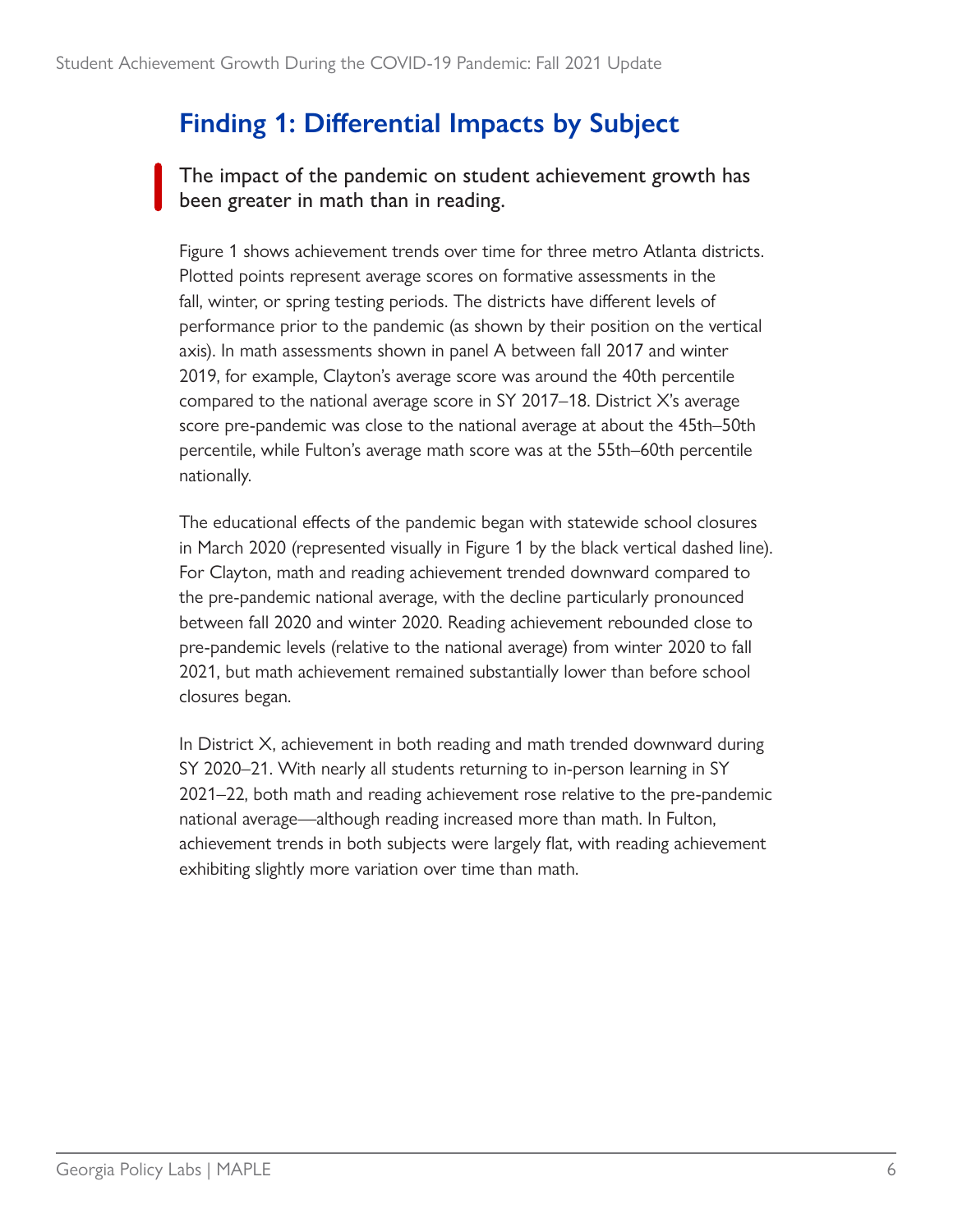## Finding 1: Differential Impacts by Subject

The impact of the pandemic on student achievement growth has been greater in math than in reading.

Figure 1 shows achievement trends over time for three metro Atlanta districts. Plotted points represent average scores on formative assessments in the fall, winter, or spring testing periods. The districts have different levels of performance prior to the pandemic (as shown by their position on the vertical axis). In math assessments shown in panel A between fall 2017 and winter 2019, for example, Clayton's average score was around the 40th percentile compared to the national average score in SY 2017–18. District X's average score pre-pandemic was close to the national average at about the 45th–50th percentile, while Fulton's average math score was at the 55th–60th percentile nationally.

The educational effects of the pandemic began with statewide school closures in March 2020 (represented visually in Figure 1 by the black vertical dashed line). For Clayton, math and reading achievement trended downward compared to the pre-pandemic national average, with the decline particularly pronounced between fall 2020 and winter 2020. Reading achievement rebounded close to pre-pandemic levels (relative to the national average) from winter 2020 to fall 2021, but math achievement remained substantially lower than before school closures began.

In District X, achievement in both reading and math trended downward during SY 2020–21. With nearly all students returning to in-person learning in SY 2021–22, both math and reading achievement rose relative to the pre-pandemic national average—although reading increased more than math. In Fulton, achievement trends in both subjects were largely flat, with reading achievement exhibiting slightly more variation over time than math.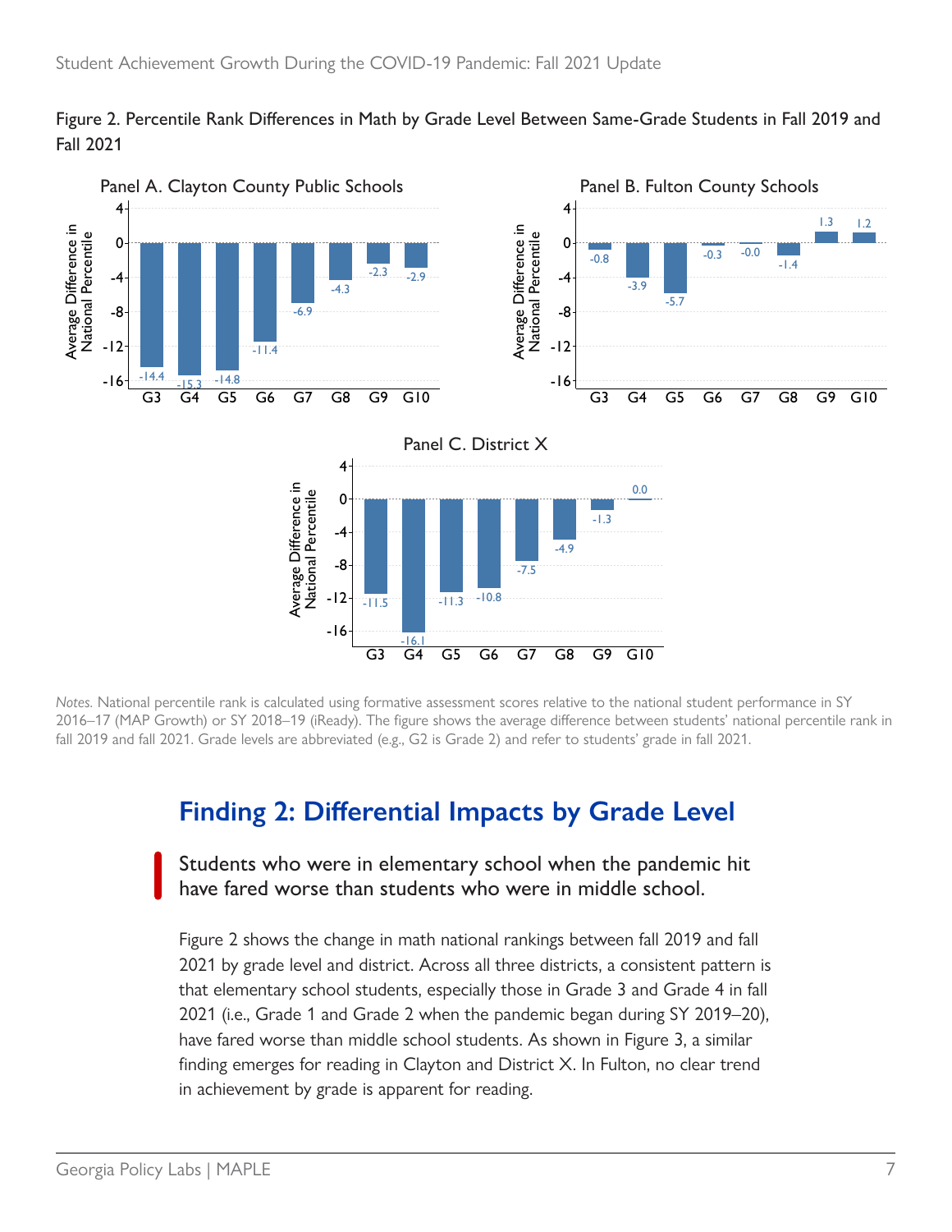Figure 2. Percentile Rank Differences in Math by Grade Level Between Same-Grade Students in Fall 2019 and Fall 2021

Panel A. Clayton County Public Schools

| Grade | G3 | G4 | G5 | G6 | G7 | G8 | G9 | G10 |
|---|---|---|---|---|---|---|---|---|
| Average Difference in National Percentile | -14.4 | -15.3 | -14.8 | -11.4 | -6.9 | -4.3 | -2.3 | -2.9 |

Panel B. Fulton County Schools

| Grade | G3 | G4 | G5 | G6 | G7 | G8 | G9 | G10 |
|---|---|---|---|---|---|---|---|---|
| Average Difference in National Percentile | -0.8 | -3.9 | -5.7 | -0.3 | -0.0 | -1.4 | 1.3 | 1.2 |

Panel C. District X

| Grade | G3 | G4 | G5 | G6 | G7 | G8 | G9 | G10 |
|---|---|---|---|---|---|---|---|---|
| Average Difference in National Percentile | -11.5 | -16.1 | -11.3 | -10.8 | -7.5 | -4.9 | -1.3 | 0.0 |

*Notes.* National percentile rank is calculated using formative assessment scores relative to the national student performance in SY 2016–17 (MAP Growth) or SY 2018–19 (iReady). The figure shows the average difference between students' national percentile rank in fall 2019 and fall 2021. Grade levels are abbreviated (e.g., G2 is Grade 2) and refer to students' grade in fall 2021.

## Finding 2: Differential Impacts by Grade Level

Students who were in elementary school when the pandemic hit have fared worse than students who were in middle school.

Figure 2 shows the change in math national rankings between fall 2019 and fall 2021 by grade level and district. Across all three districts, a consistent pattern is that elementary school students, especially those in Grade 3 and Grade 4 in fall 2021 (i.e., Grade 1 and Grade 2 when the pandemic began during SY 2019–20), have fared worse than middle school students. As shown in Figure 3, a similar finding emerges for reading in Clayton and District X. In Fulton, no clear trend in achievement by grade is apparent for reading.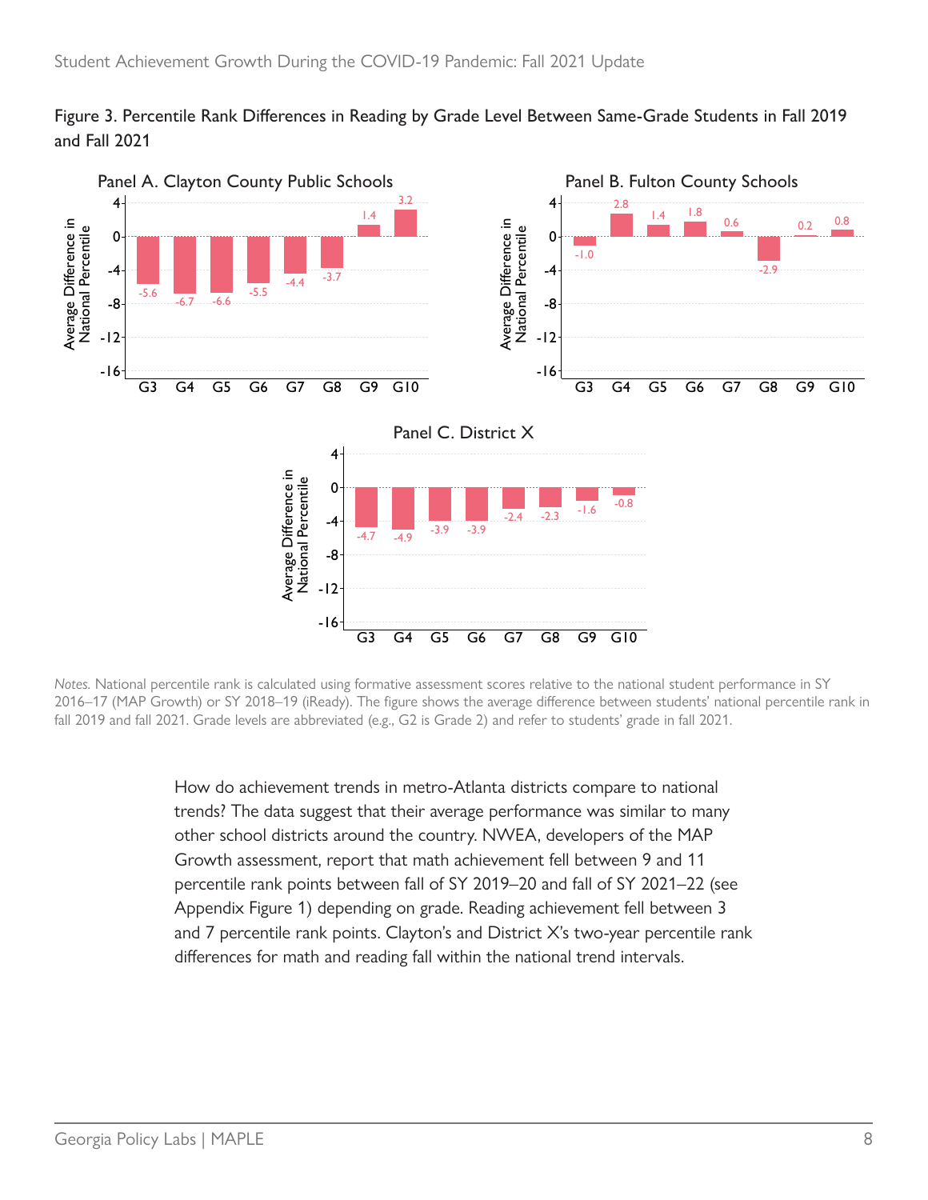Figure 3. Percentile Rank Differences in Reading by Grade Level Between Same-Grade Students in Fall 2019 and Fall 2021

Panel A. Clayton County Public Schools

| Grade | G3 | G4 | G5 | G6 | G7 | G8 | G9 | G10 |
|---|---|---|---|---|---|---|---|---|
| Average Difference in National Percentile | -5.6 | -6.7 | -6.6 | -5.5 | -4.4 | -3.7 | 1.4 | 3.2 |

Panel B. Fulton County Schools

| Grade | G3 | G4 | G5 | G6 | G7 | G8 | G9 | G10 |
|---|---|---|---|---|---|---|---|---|
| Average Difference in National Percentile | -1.0 | 2.8 | 1.4 | 1.8 | 0.6 | -2.9 | 0.2 | 0.8 |

Panel C. District X

| Grade | G3 | G4 | G5 | G6 | G7 | G8 | G9 | G10 |
|---|---|---|---|---|---|---|---|---|
| Average Difference in National Percentile | -4.7 | -4.9 | -3.9 | -3.9 | -2.4 | -2.3 | -1.6 | -0.8 |

*Notes.* National percentile rank is calculated using formative assessment scores relative to the national student performance in SY 2016–17 (MAP Growth) or SY 2018–19 (iReady). The figure shows the average difference between students' national percentile rank in fall 2019 and fall 2021. Grade levels are abbreviated (e.g., G2 is Grade 2) and refer to students' grade in fall 2021.

How do achievement trends in metro-Atlanta districts compare to national trends? The data suggest that their average performance was similar to many other school districts around the country. NWEA, developers of the MAP Growth assessment, report that math achievement fell between 9 and 11 percentile rank points between fall of SY 2019–20 and fall of SY 2021–22 (see Appendix Figure 1) depending on grade. Reading achievement fell between 3 and 7 percentile rank points. Clayton's and District X's two-year percentile rank differences for math and reading fall within the national trend intervals.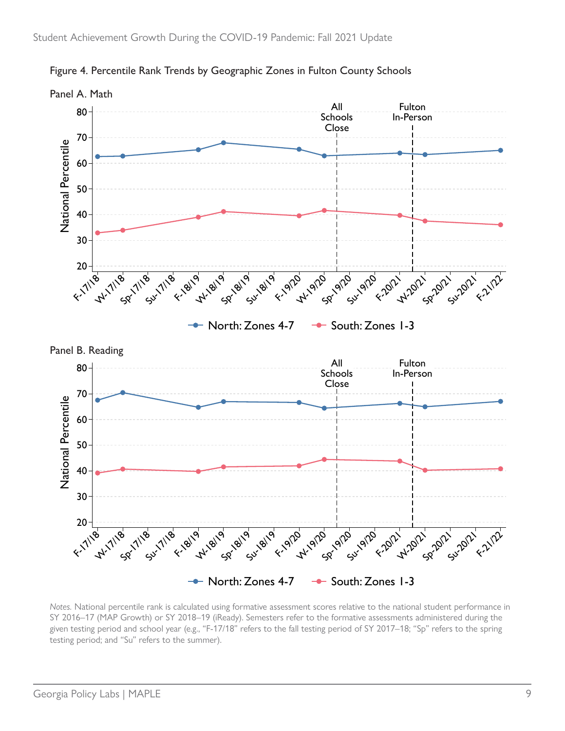Figure 4. Percentile Rank Trends by Geographic Zones in Fulton County Schools

Panel A. Math

Panel B. Reading

*Notes.* National percentile rank is calculated using formative assessment scores relative to the national student performance in SY 2016–17 (MAP Growth) or SY 2018–19 (iReady). Semesters refer to the formative assessments administered during the given testing period and school year (e.g., "F-17/18" refers to the fall testing period of SY 2017–18; "Sp" refers to the spring testing period; and "Su" refers to the summer).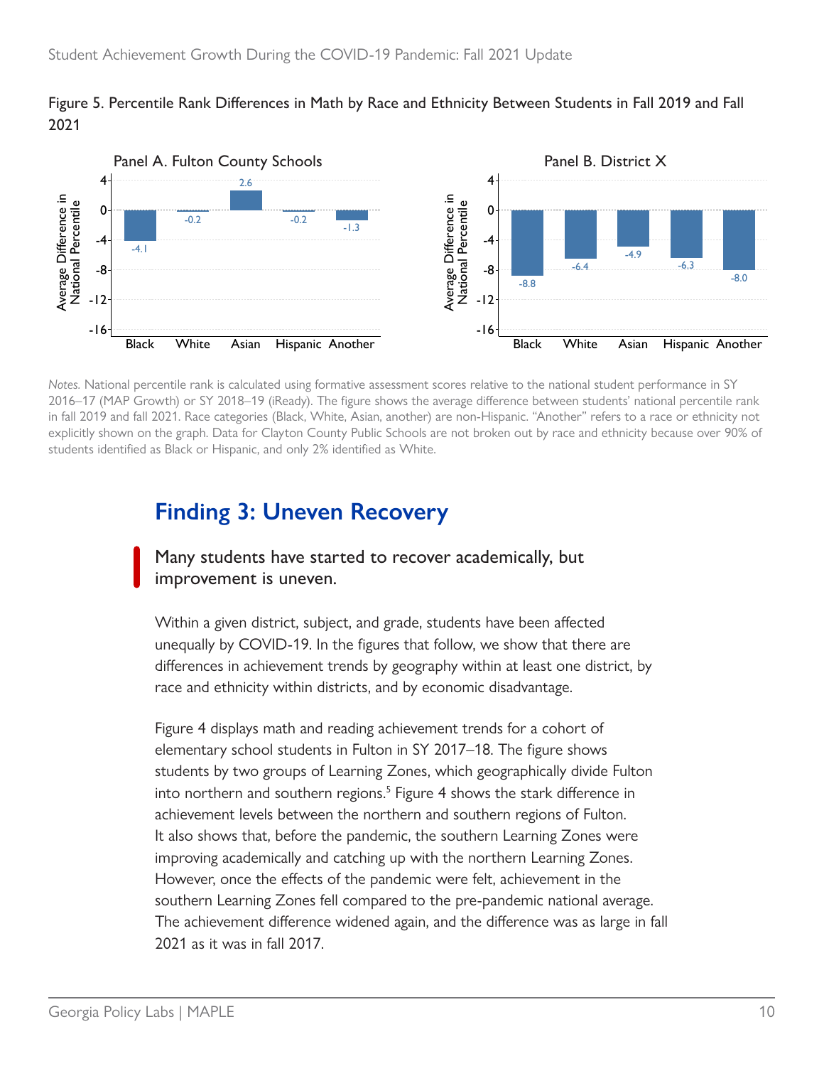Figure 5. Percentile Rank Differences in Math by Race and Ethnicity Between Students in Fall 2019 and Fall 2021

Panel A. Fulton County Schools

| | Black | White | Asian | Hispanic | Another |
|---|---|---|---|---|---|
| Average Difference in National Percentile | -4.1 | -0.2 | 2.6 | -0.2 | -1.3 |

Panel B. District X

| | Black | White | Asian | Hispanic | Another |
|---|---|---|---|---|---|
| Average Difference in National Percentile | -8.8 | -6.4 | -4.9 | -6.3 | -8.0 |

*Notes.* National percentile rank is calculated using formative assessment scores relative to the national student performance in SY 2016–17 (MAP Growth) or SY 2018–19 (iReady). The figure shows the average difference between students' national percentile rank in fall 2019 and fall 2021. Race categories (Black, White, Asian, another) are non-Hispanic. "Another" refers to a race or ethnicity not explicitly shown on the graph. Data for Clayton County Public Schools are not broken out by race and ethnicity because over 90% of students identified as Black or Hispanic, and only 2% identified as White.

## Finding 3: Uneven Recovery

**Many students have started to recover academically, but improvement is uneven.**

Within a given district, subject, and grade, students have been affected unequally by COVID-19. In the figures that follow, we show that there are differences in achievement trends by geography within at least one district, by race and ethnicity within districts, and by economic disadvantage.

Figure 4 displays math and reading achievement trends for a cohort of elementary school students in Fulton in SY 2017–18. The figure shows students by two groups of Learning Zones, which geographically divide Fulton into northern and southern regions.[5] Figure 4 shows the stark difference in achievement levels between the northern and southern regions of Fulton. It also shows that, before the pandemic, the southern Learning Zones were improving academically and catching up with the northern Learning Zones. However, once the effects of the pandemic were felt, achievement in the southern Learning Zones fell compared to the pre-pandemic national average. The achievement difference widened again, and the difference was as large in fall 2021 as it was in fall 2017.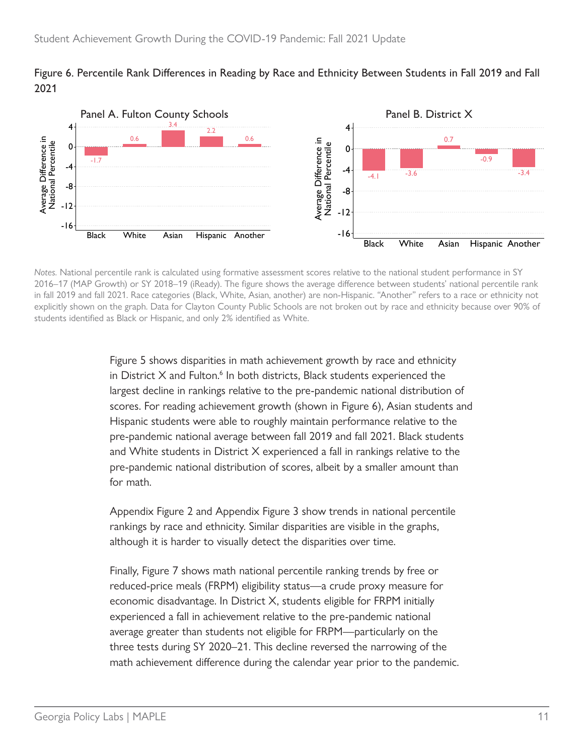Figure 6. Percentile Rank Differences in Reading by Race and Ethnicity Between Students in Fall 2019 and Fall 2021

*Notes.* National percentile rank is calculated using formative assessment scores relative to the national student performance in SY 2016–17 (MAP Growth) or SY 2018–19 (iReady). The figure shows the average difference between students' national percentile rank in fall 2019 and fall 2021. Race categories (Black, White, Asian, another) are non-Hispanic. "Another" refers to a race or ethnicity not explicitly shown on the graph. Data for Clayton County Public Schools are not broken out by race and ethnicity because over 90% of students identified as Black or Hispanic, and only 2% identified as White.

Figure 5 shows disparities in math achievement growth by race and ethnicity in District X and Fulton.[6] In both districts, Black students experienced the largest decline in rankings relative to the pre-pandemic national distribution of scores. For reading achievement growth (shown in Figure 6), Asian students and Hispanic students were able to roughly maintain performance relative to the pre-pandemic national average between fall 2019 and fall 2021. Black students and White students in District X experienced a fall in rankings relative to the pre-pandemic national distribution of scores, albeit by a smaller amount than for math.

Appendix Figure 2 and Appendix Figure 3 show trends in national percentile rankings by race and ethnicity. Similar disparities are visible in the graphs, although it is harder to visually detect the disparities over time.

Finally, Figure 7 shows math national percentile ranking trends by free or reduced-price meals (FRPM) eligibility status—a crude proxy measure for economic disadvantage. In District X, students eligible for FRPM initially experienced a fall in achievement relative to the pre-pandemic national average greater than students not eligible for FRPM—particularly on the three tests during SY 2020–21. This decline reversed the narrowing of the math achievement difference during the calendar year prior to the pandemic.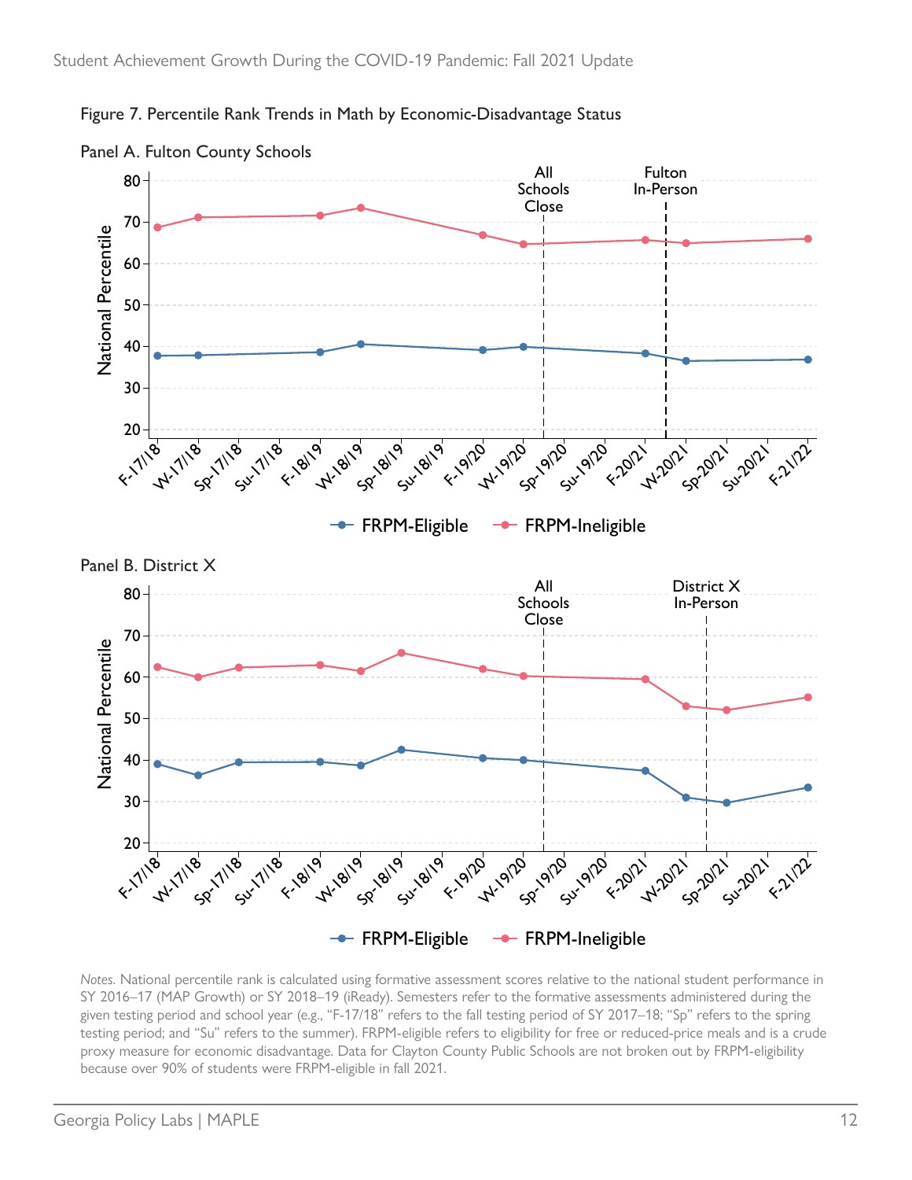Figure 7. Percentile Rank Trends in Math by Economic-Disadvantage Status

Panel A. Fulton County Schools

Panel B. District X

*Notes.* National percentile rank is calculated using formative assessment scores relative to the national student performance in SY 2016–17 (MAP Growth) or SY 2018–19 (iReady). Semesters refer to the formative assessments administered during the given testing period and school year (e.g., "F-17/18" refers to the fall testing period of SY 2017–18; "Sp" refers to the spring testing period; and "Su" refers to the summer). FRPM-eligible refers to eligibility for free or reduced-price meals and is a crude proxy measure for economic disadvantage. Data for Clayton County Public Schools are not broken out by FRPM-eligibility because over 90% of students were FRPM-eligible in fall 2021.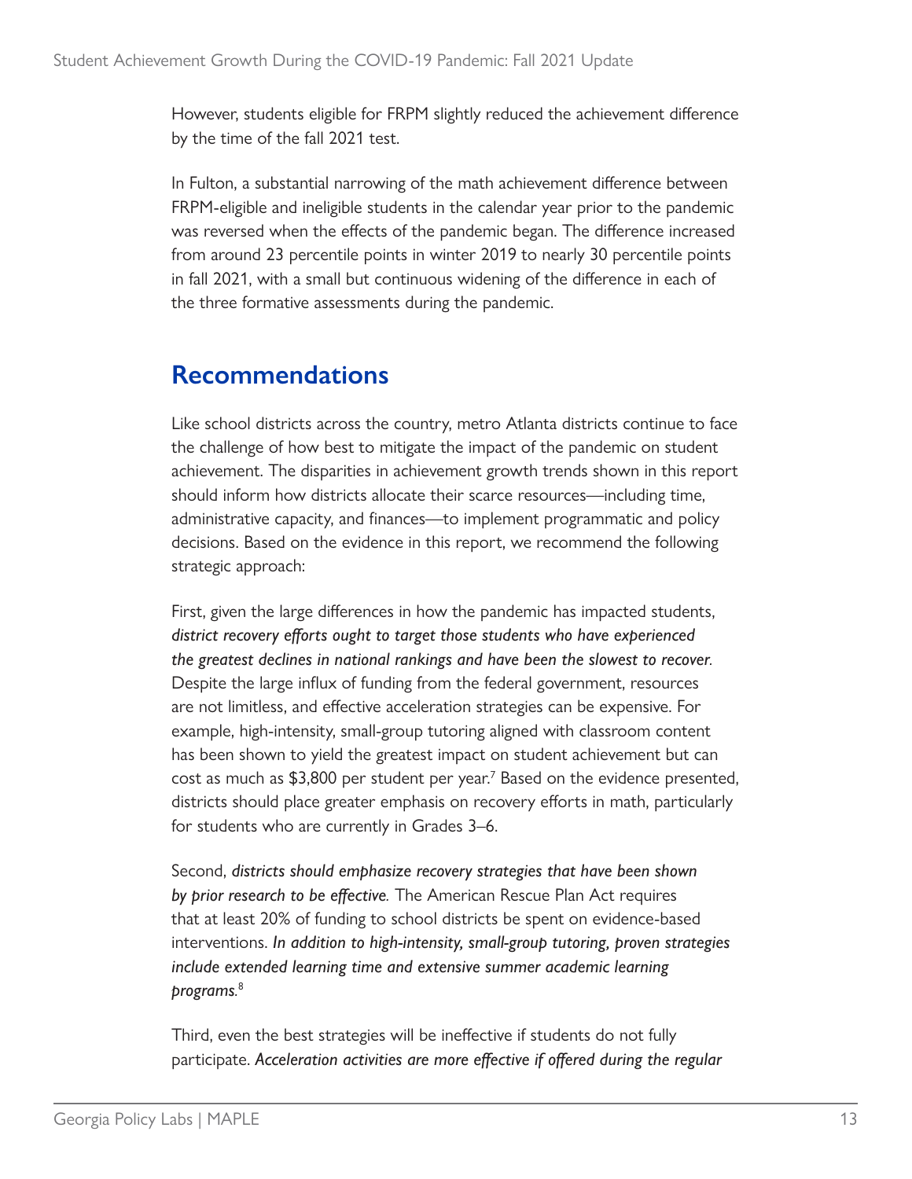However, students eligible for FRPM slightly reduced the achievement difference by the time of the fall 2021 test.

In Fulton, a substantial narrowing of the math achievement difference between FRPM-eligible and ineligible students in the calendar year prior to the pandemic was reversed when the effects of the pandemic began. The difference increased from around 23 percentile points in winter 2019 to nearly 30 percentile points in fall 2021, with a small but continuous widening of the difference in each of the three formative assessments during the pandemic.

## Recommendations

Like school districts across the country, metro Atlanta districts continue to face the challenge of how best to mitigate the impact of the pandemic on student achievement. The disparities in achievement growth trends shown in this report should inform how districts allocate their scarce resources—including time, administrative capacity, and finances—to implement programmatic and policy decisions. Based on the evidence in this report, we recommend the following strategic approach:

First, given the large differences in how the pandemic has impacted students, ***district recovery efforts ought to target those students who have experienced the greatest declines in national rankings and have been the slowest to recover.*** Despite the large influx of funding from the federal government, resources are not limitless, and effective acceleration strategies can be expensive. For example, high-intensity, small-group tutoring aligned with classroom content has been shown to yield the greatest impact on student achievement but can cost as much as $3,800 per student per year.[7] Based on the evidence presented, districts should place greater emphasis on recovery efforts in math, particularly for students who are currently in Grades 3–6.

Second, ***districts should emphasize recovery strategies that have been shown by prior research to be effective.*** The American Rescue Plan Act requires that at least 20% of funding to school districts be spent on evidence-based interventions. ***In addition to high-intensity, small-group tutoring, proven strategies include extended learning time and extensive summer academic learning programs.***[8]

Third, even the best strategies will be ineffective if students do not fully participate. ***Acceleration activities are more effective if offered during the regular***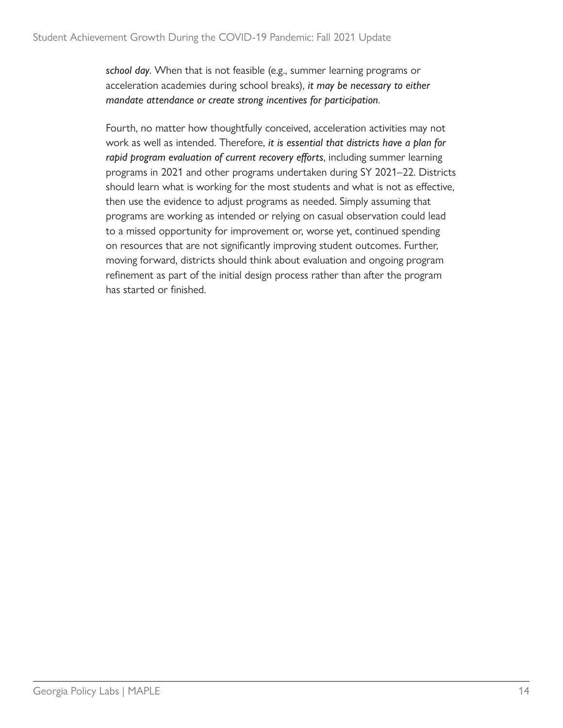*school day*. When that is not feasible (e.g., summer learning programs or acceleration academies during school breaks), *it may be necessary to either mandate attendance or create strong incentives for participation*.

Fourth, no matter how thoughtfully conceived, acceleration activities may not work as well as intended. Therefore, *it is essential that districts have a plan for rapid program evaluation of current recovery efforts*, including summer learning programs in 2021 and other programs undertaken during SY 2021–22. Districts should learn what is working for the most students and what is not as effective, then use the evidence to adjust programs as needed. Simply assuming that programs are working as intended or relying on casual observation could lead to a missed opportunity for improvement or, worse yet, continued spending on resources that are not significantly improving student outcomes. Further, moving forward, districts should think about evaluation and ongoing program refinement as part of the initial design process rather than after the program has started or finished.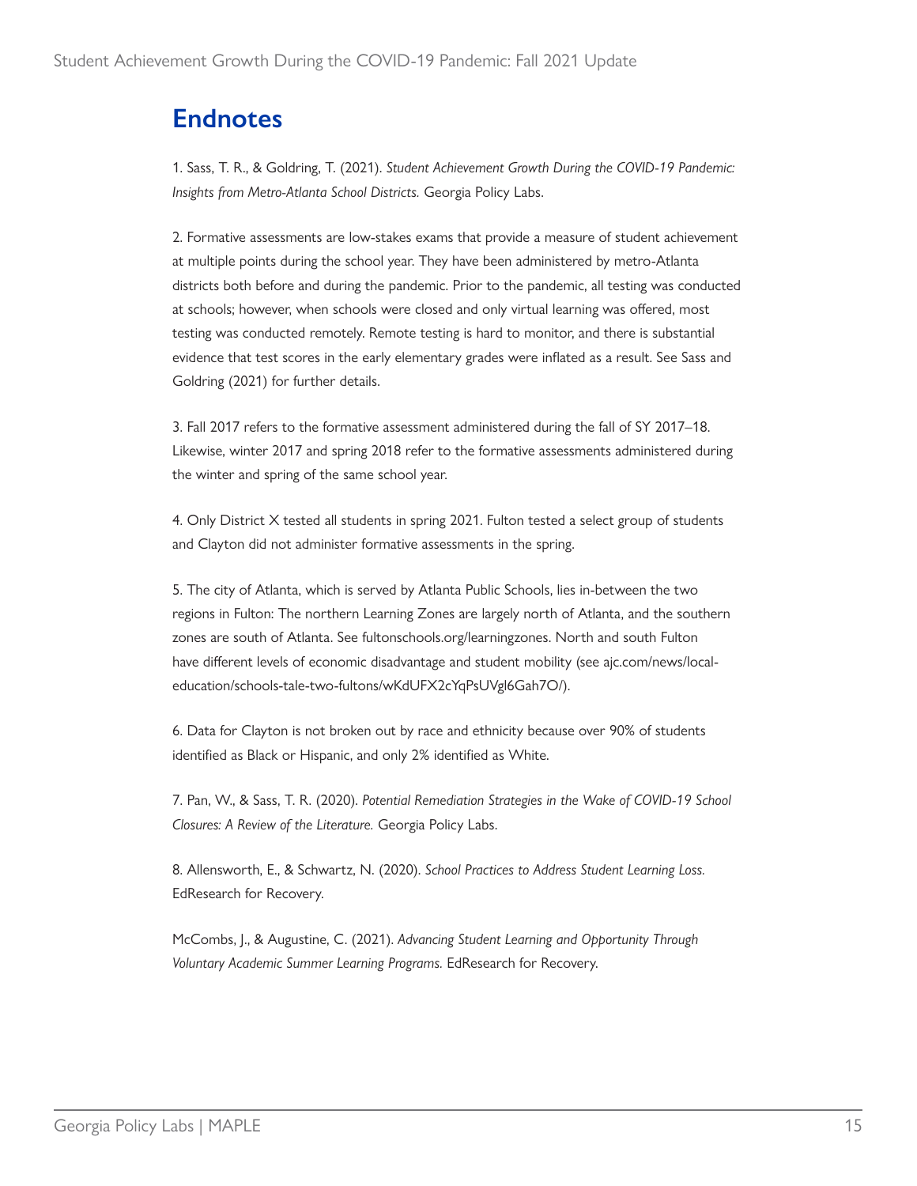## Endnotes

1. Sass, T. R., & Goldring, T. (2021). *Student Achievement Growth During the COVID-19 Pandemic: Insights from Metro-Atlanta School Districts.* Georgia Policy Labs.

2. Formative assessments are low-stakes exams that provide a measure of student achievement at multiple points during the school year. They have been administered by metro-Atlanta districts both before and during the pandemic. Prior to the pandemic, all testing was conducted at schools; however, when schools were closed and only virtual learning was offered, most testing was conducted remotely. Remote testing is hard to monitor, and there is substantial evidence that test scores in the early elementary grades were inflated as a result. See Sass and Goldring (2021) for further details.

3. Fall 2017 refers to the formative assessment administered during the fall of SY 2017–18. Likewise, winter 2017 and spring 2018 refer to the formative assessments administered during the winter and spring of the same school year.

4. Only District X tested all students in spring 2021. Fulton tested a select group of students and Clayton did not administer formative assessments in the spring.

5. The city of Atlanta, which is served by Atlanta Public Schools, lies in-between the two regions in Fulton: The northern Learning Zones are largely north of Atlanta, and the southern zones are south of Atlanta. See fultonschools.org/learningzones. North and south Fulton have different levels of economic disadvantage and student mobility (see ajc.com/news/local-education/schools-tale-two-fultons/wKdUFX2cYqPsUVgl6Gah7O/).

6. Data for Clayton is not broken out by race and ethnicity because over 90% of students identified as Black or Hispanic, and only 2% identified as White.

7. Pan, W., & Sass, T. R. (2020). *Potential Remediation Strategies in the Wake of COVID-19 School Closures: A Review of the Literature.* Georgia Policy Labs.

8. Allensworth, E., & Schwartz, N. (2020). *School Practices to Address Student Learning Loss.* EdResearch for Recovery.

McCombs, J., & Augustine, C. (2021). *Advancing Student Learning and Opportunity Through Voluntary Academic Summer Learning Programs.* EdResearch for Recovery.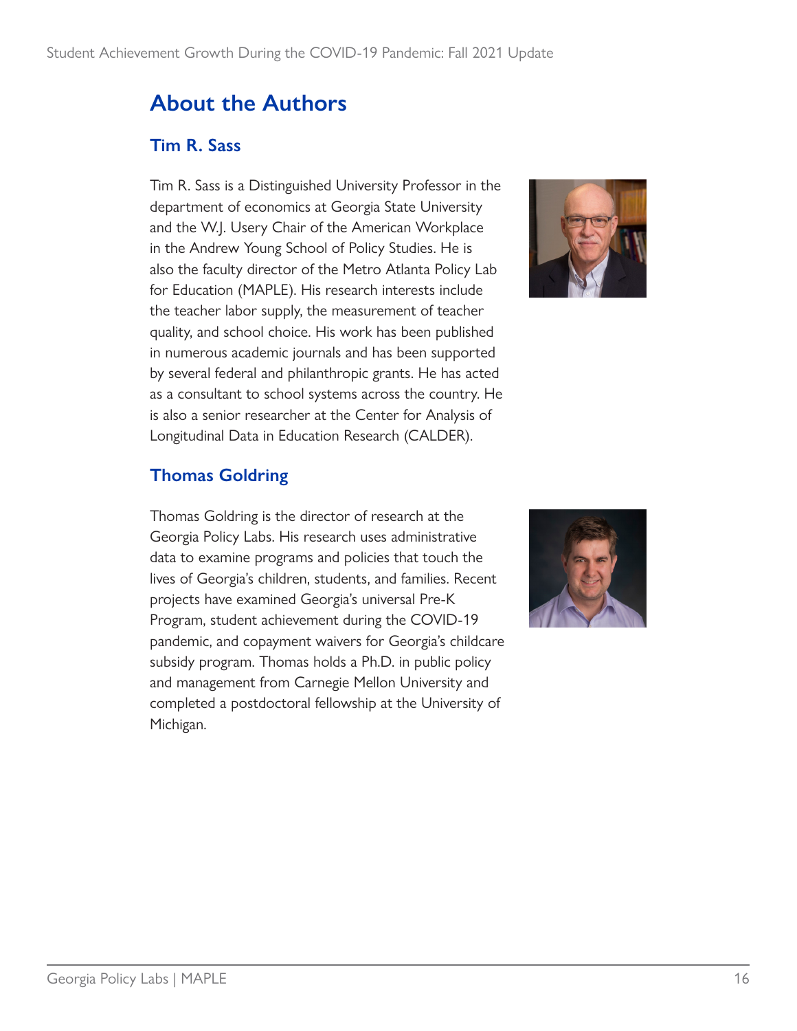## About the Authors

### Tim R. Sass

Tim R. Sass is a Distinguished University Professor in the department of economics at Georgia State University and the W.J. Usery Chair of the American Workplace in the Andrew Young School of Policy Studies. He is also the faculty director of the Metro Atlanta Policy Lab for Education (MAPLE). His research interests include the teacher labor supply, the measurement of teacher quality, and school choice. His work has been published in numerous academic journals and has been supported by several federal and philanthropic grants. He has acted as a consultant to school systems across the country. He is also a senior researcher at the Center for Analysis of Longitudinal Data in Education Research (CALDER).

### Thomas Goldring

Thomas Goldring is the director of research at the Georgia Policy Labs. His research uses administrative data to examine programs and policies that touch the lives of Georgia's children, students, and families. Recent projects have examined Georgia's universal Pre-K Program, student achievement during the COVID-19 pandemic, and copayment waivers for Georgia's childcare subsidy program. Thomas holds a Ph.D. in public policy and management from Carnegie Mellon University and completed a postdoctoral fellowship at the University of Michigan.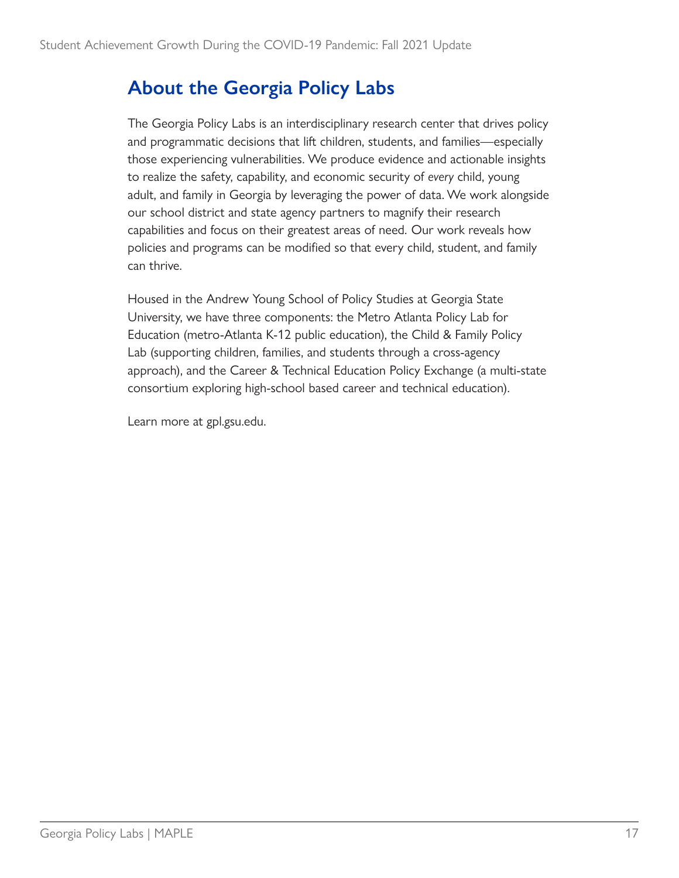## About the Georgia Policy Labs

The Georgia Policy Labs is an interdisciplinary research center that drives policy and programmatic decisions that lift children, students, and families—especially those experiencing vulnerabilities. We produce evidence and actionable insights to realize the safety, capability, and economic security of *every* child, young adult, and family in Georgia by leveraging the power of data. We work alongside our school district and state agency partners to magnify their research capabilities and focus on their greatest areas of need. Our work reveals how policies and programs can be modified so that every child, student, and family can thrive.

Housed in the Andrew Young School of Policy Studies at Georgia State University, we have three components: the Metro Atlanta Policy Lab for Education (metro-Atlanta K-12 public education), the Child & Family Policy Lab (supporting children, families, and students through a cross-agency approach), and the Career & Technical Education Policy Exchange (a multi-state consortium exploring high-school based career and technical education).

Learn more at gpl.gsu.edu.